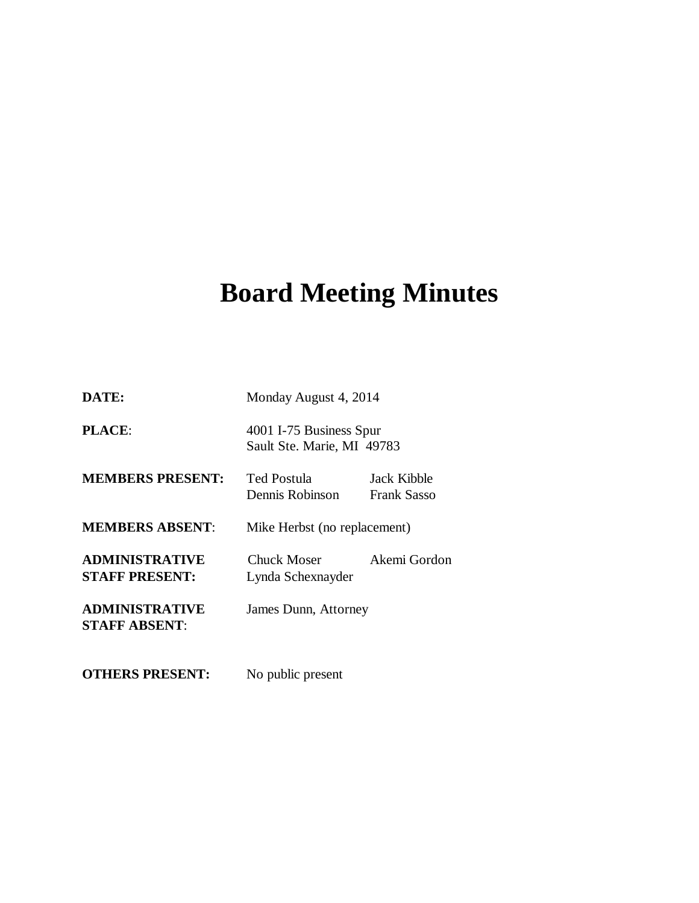# Board Meeting Minutes

| | | |
|---|---|---|
| **DATE:** | Monday August 4, 2014 | |
| **PLACE**: | 4001 I-75 Business Spur<br>Sault Ste. Marie, MI 49783 | |
| **MEMBERS PRESENT:** | Ted Postula<br>Dennis Robinson | Jack Kibble<br>Frank Sasso |
| **MEMBERS ABSENT**: | Mike Herbst (no replacement) | |
| **ADMINISTRATIVE STAFF PRESENT:** | Chuck Moser<br>Lynda Schexnayder | Akemi Gordon |
| **ADMINISTRATIVE STAFF ABSENT**: | James Dunn, Attorney | |
| **OTHERS PRESENT:** | No public present | |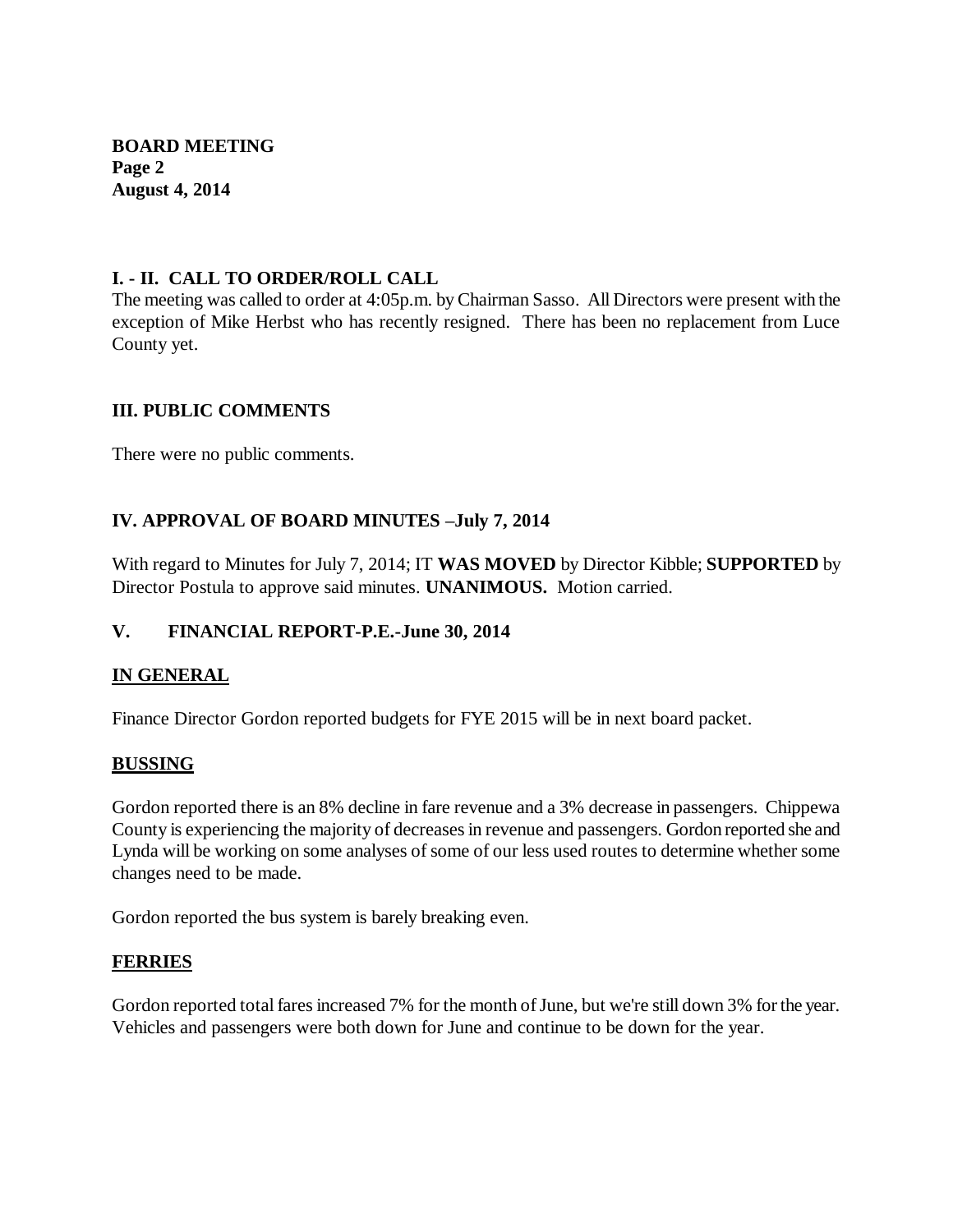**BOARD MEETING**
**Page 2**
**August 4, 2014**

## I. - II. CALL TO ORDER/ROLL CALL

The meeting was called to order at 4:05p.m. by Chairman Sasso. All Directors were present with the exception of Mike Herbst who has recently resigned. There has been no replacement from Luce County yet.

## III. PUBLIC COMMENTS

There were no public comments.

## IV. APPROVAL OF BOARD MINUTES –July 7, 2014

With regard to Minutes for July 7, 2014; IT **WAS MOVED** by Director Kibble; **SUPPORTED** by Director Postula to approve said minutes. **UNANIMOUS.** Motion carried.

## V. FINANCIAL REPORT-P.E.-June 30, 2014

### IN GENERAL

Finance Director Gordon reported budgets for FYE 2015 will be in next board packet.

### BUSSING

Gordon reported there is an 8% decline in fare revenue and a 3% decrease in passengers. Chippewa County is experiencing the majority of decreases in revenue and passengers. Gordon reported she and Lynda will be working on some analyses of some of our less used routes to determine whether some changes need to be made.

Gordon reported the bus system is barely breaking even.

### FERRIES

Gordon reported total fares increased 7% for the month of June, but we're still down 3% for the year. Vehicles and passengers were both down for June and continue to be down for the year.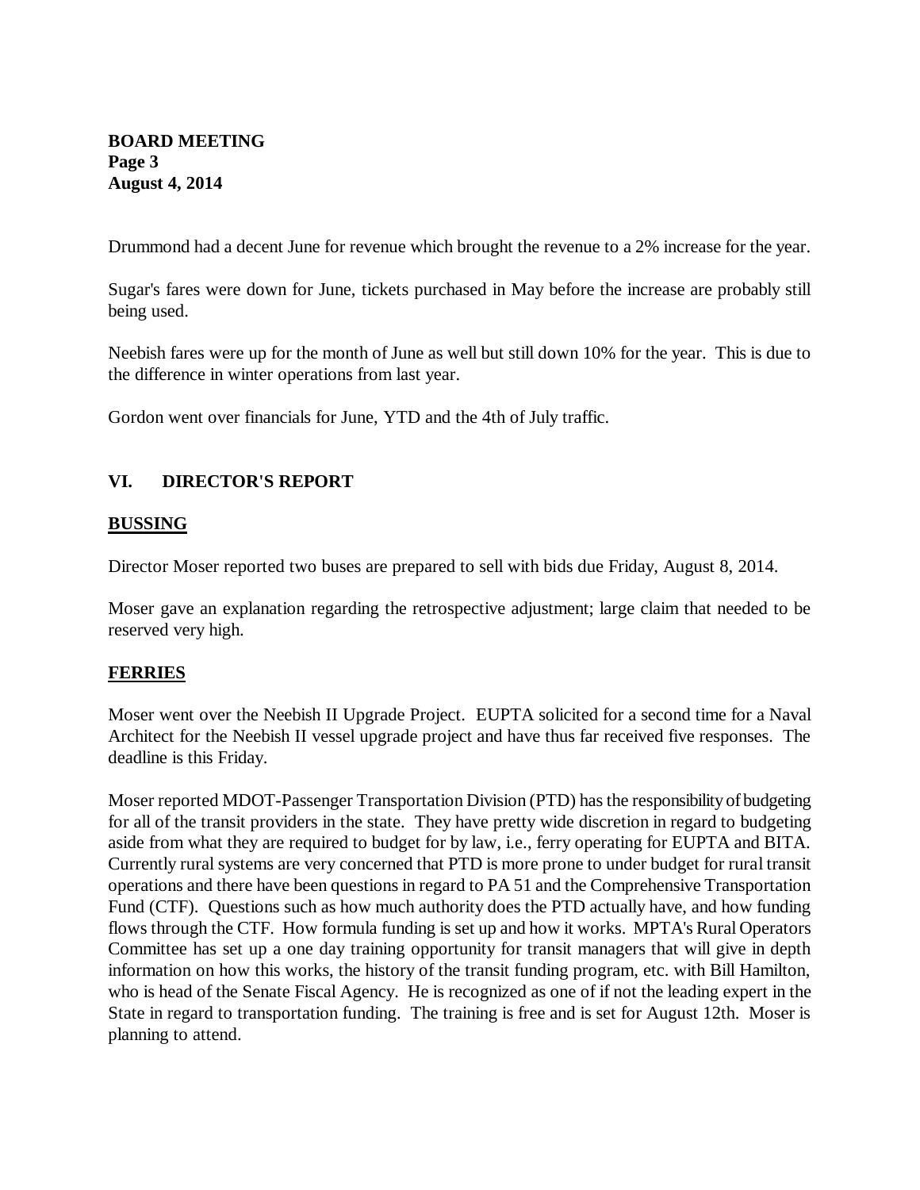Drummond had a decent June for revenue which brought the revenue to a 2% increase for the year.

Sugar's fares were down for June, tickets purchased in May before the increase are probably still being used.

Neebish fares were up for the month of June as well but still down 10% for the year. This is due to the difference in winter operations from last year.

Gordon went over financials for June, YTD and the 4th of July traffic.

## VI. DIRECTOR'S REPORT

### BUSSING

Director Moser reported two buses are prepared to sell with bids due Friday, August 8, 2014.

Moser gave an explanation regarding the retrospective adjustment; large claim that needed to be reserved very high.

### FERRIES

Moser went over the Neebish II Upgrade Project. EUPTA solicited for a second time for a Naval Architect for the Neebish II vessel upgrade project and have thus far received five responses. The deadline is this Friday.

Moser reported MDOT-Passenger Transportation Division (PTD) has the responsibility of budgeting for all of the transit providers in the state. They have pretty wide discretion in regard to budgeting aside from what they are required to budget for by law, i.e., ferry operating for EUPTA and BITA. Currently rural systems are very concerned that PTD is more prone to under budget for rural transit operations and there have been questions in regard to PA 51 and the Comprehensive Transportation Fund (CTF). Questions such as how much authority does the PTD actually have, and how funding flows through the CTF. How formula funding is set up and how it works. MPTA's Rural Operators Committee has set up a one day training opportunity for transit managers that will give in depth information on how this works, the history of the transit funding program, etc. with Bill Hamilton, who is head of the Senate Fiscal Agency. He is recognized as one of if not the leading expert in the State in regard to transportation funding. The training is free and is set for August 12th. Moser is planning to attend.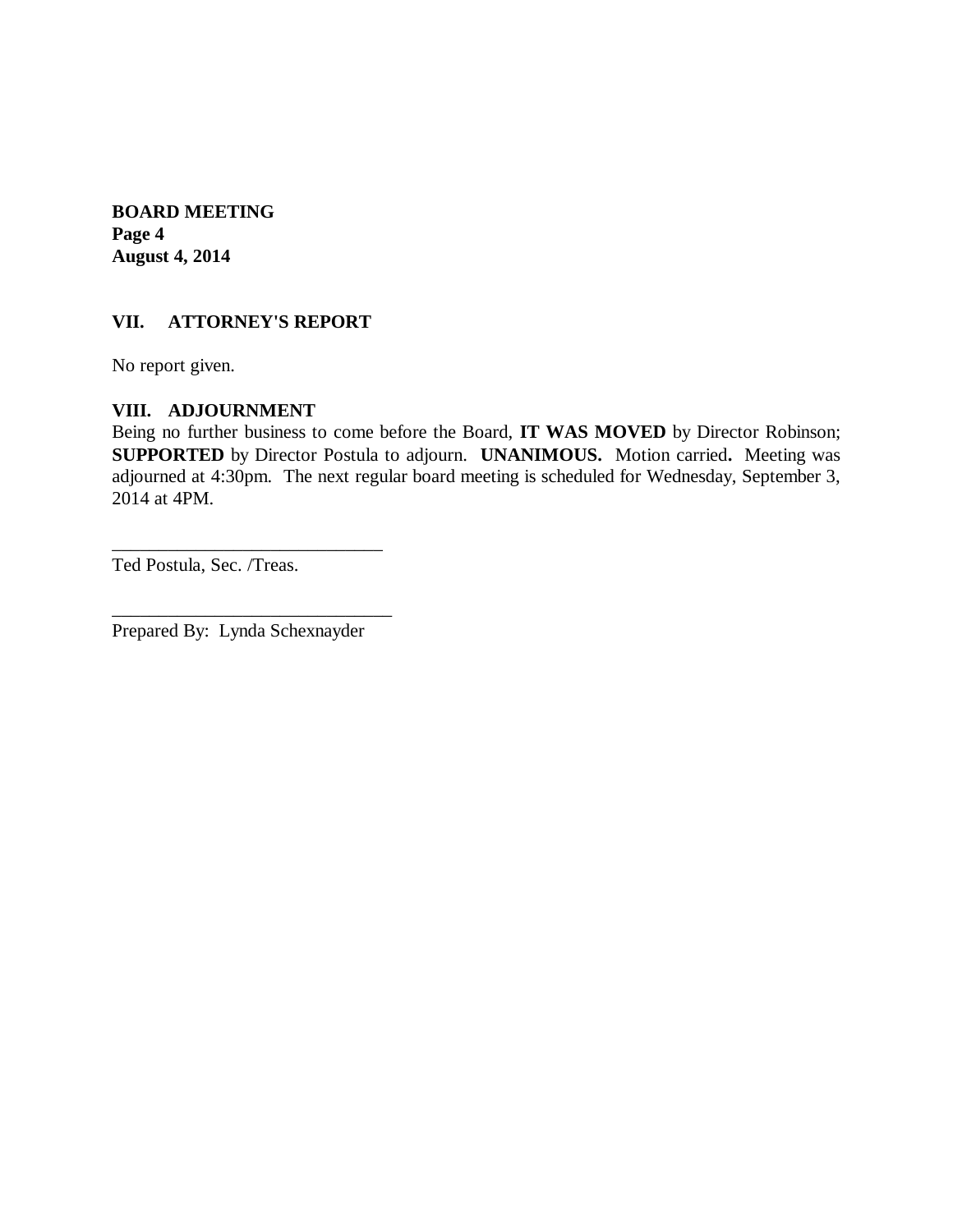**BOARD MEETING**
**Page 4**
**August 4, 2014**

## VII. ATTORNEY'S REPORT

No report given.

## VIII. ADJOURNMENT

Being no further business to come before the Board, **IT WAS MOVED** by Director Robinson; **SUPPORTED** by Director Postula to adjourn. **UNANIMOUS.** Motion carried**.** Meeting was adjourned at 4:30pm. The next regular board meeting is scheduled for Wednesday, September 3, 2014 at 4PM.

\_\_\_\_\_\_\_\_\_\_\_\_\_\_\_\_\_\_\_\_\_\_\_\_\_\_\_\_\_\_
Ted Postula, Sec. /Treas.

\_\_\_\_\_\_\_\_\_\_\_\_\_\_\_\_\_\_\_\_\_\_\_\_\_\_\_\_\_\_
Prepared By: Lynda Schexnayder